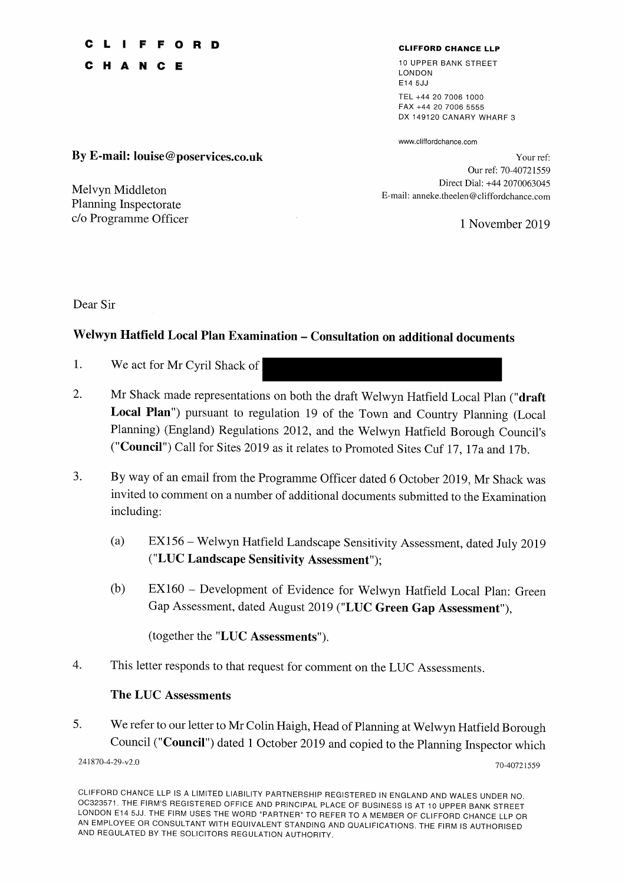**CLIFFORD CHANCE**

**CLIFFORD CHANCE LLP**

10 UPPER BANK STREET
LONDON
E14 5JJ

TEL +44 20 7006 1000
FAX +44 20 7006 5555
DX 149120 CANARY WHARF 3

www.cliffordchance.com

**By E-mail: louise@poservices.co.uk**

Melvyn Middleton
Planning Inspectorate
c/o Programme Officer

Your ref:
Our ref: 70-40721559
Direct Dial: +44 2070063045
E-mail: anneke.theelen@cliffordchance.com

1 November 2019

Dear Sir

## Welwyn Hatfield Local Plan Examination – Consultation on additional documents

1. We act for Mr Cyril Shack of [REDACTED]

2. Mr Shack made representations on both the draft Welwyn Hatfield Local Plan ("**draft Local Plan**") pursuant to regulation 19 of the Town and Country Planning (Local Planning) (England) Regulations 2012, and the Welwyn Hatfield Borough Council's ("**Council**") Call for Sites 2019 as it relates to Promoted Sites Cuf 17, 17a and 17b.

3. By way of an email from the Programme Officer dated 6 October 2019, Mr Shack was invited to comment on a number of additional documents submitted to the Examination including:

   (a) EX156 – Welwyn Hatfield Landscape Sensitivity Assessment, dated July 2019 ("**LUC Landscape Sensitivity Assessment**");

   (b) EX160 – Development of Evidence for Welwyn Hatfield Local Plan: Green Gap Assessment, dated August 2019 ("**LUC Green Gap Assessment**"),

   (together the "**LUC Assessments**").

4. This letter responds to that request for comment on the LUC Assessments.

### The LUC Assessments

5. We refer to our letter to Mr Colin Haigh, Head of Planning at Welwyn Hatfield Borough Council ("**Council**") dated 1 October 2019 and copied to the Planning Inspector which

241870-4-29-v2.0 70-40721559

CLIFFORD CHANCE LLP IS A LIMITED LIABILITY PARTNERSHIP REGISTERED IN ENGLAND AND WALES UNDER NO. OC323571. THE FIRM'S REGISTERED OFFICE AND PRINCIPAL PLACE OF BUSINESS IS AT 10 UPPER BANK STREET LONDON E14 5JJ. THE FIRM USES THE WORD "PARTNER" TO REFER TO A MEMBER OF CLIFFORD CHANCE LLP OR AN EMPLOYEE OR CONSULTANT WITH EQUIVALENT STANDING AND QUALIFICATIONS. THE FIRM IS AUTHORISED AND REGULATED BY THE SOLICITORS REGULATION AUTHORITY.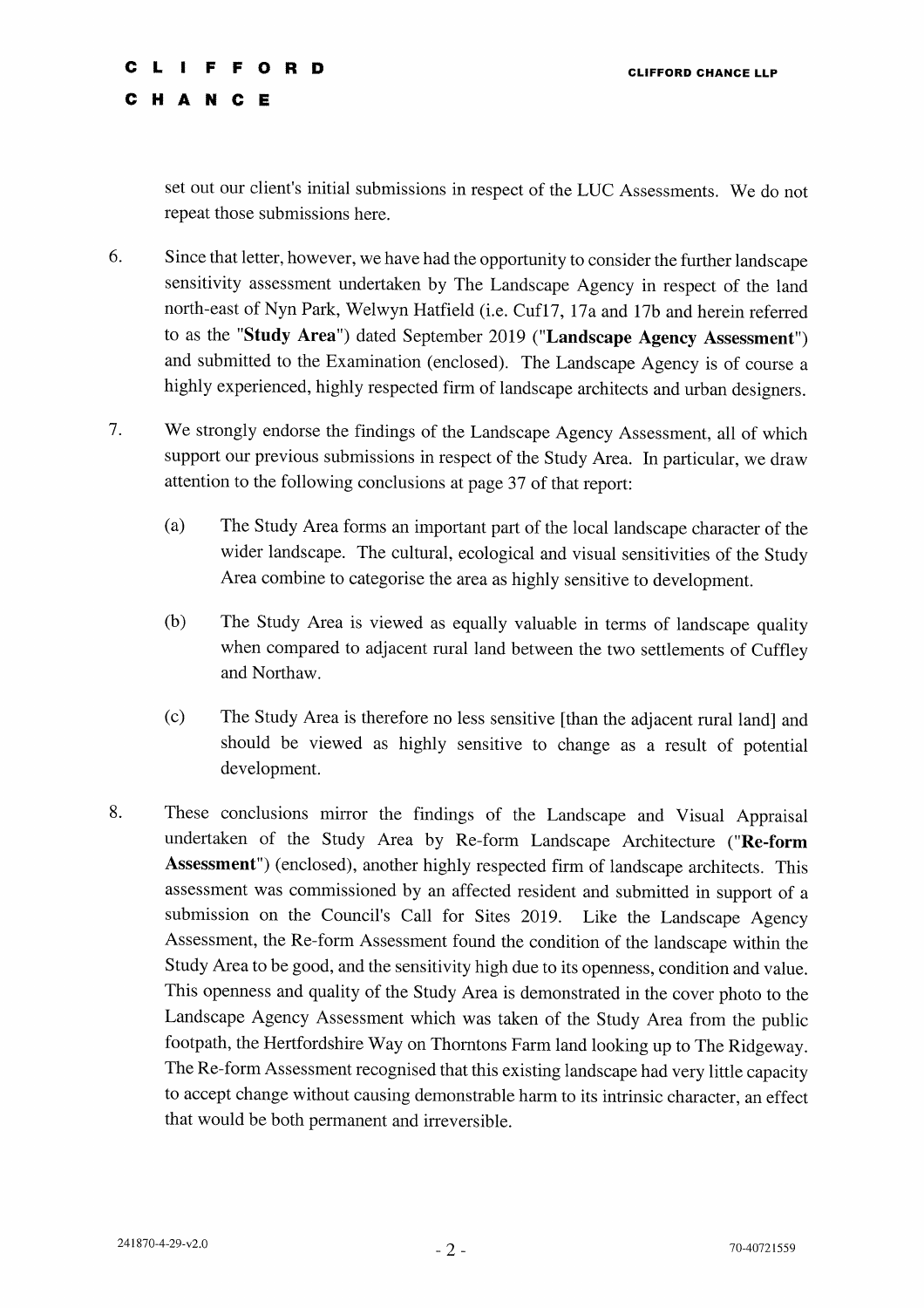set out our client's initial submissions in respect of the LUC Assessments. We do not repeat those submissions here.

6. Since that letter, however, we have had the opportunity to consider the further landscape sensitivity assessment undertaken by The Landscape Agency in respect of the land north-east of Nyn Park, Welwyn Hatfield (i.e. Cuf17, 17a and 17b and herein referred to as the "**Study Area**") dated September 2019 ("**Landscape Agency Assessment**") and submitted to the Examination (enclosed). The Landscape Agency is of course a highly experienced, highly respected firm of landscape architects and urban designers.

7. We strongly endorse the findings of the Landscape Agency Assessment, all of which support our previous submissions in respect of the Study Area. In particular, we draw attention to the following conclusions at page 37 of that report:

   (a) The Study Area forms an important part of the local landscape character of the wider landscape. The cultural, ecological and visual sensitivities of the Study Area combine to categorise the area as highly sensitive to development.

   (b) The Study Area is viewed as equally valuable in terms of landscape quality when compared to adjacent rural land between the two settlements of Cuffley and Northaw.

   (c) The Study Area is therefore no less sensitive [than the adjacent rural land] and should be viewed as highly sensitive to change as a result of potential development.

8. These conclusions mirror the findings of the Landscape and Visual Appraisal undertaken of the Study Area by Re-form Landscape Architecture ("**Re-form Assessment**") (enclosed), another highly respected firm of landscape architects. This assessment was commissioned by an affected resident and submitted in support of a submission on the Council's Call for Sites 2019. Like the Landscape Agency Assessment, the Re-form Assessment found the condition of the landscape within the Study Area to be good, and the sensitivity high due to its openness, condition and value. This openness and quality of the Study Area is demonstrated in the cover photo to the Landscape Agency Assessment which was taken of the Study Area from the public footpath, the Hertfordshire Way on Thorntons Farm land looking up to The Ridgeway. The Re-form Assessment recognised that this existing landscape had very little capacity to accept change without causing demonstrable harm to its intrinsic character, an effect that would be both permanent and irreversible.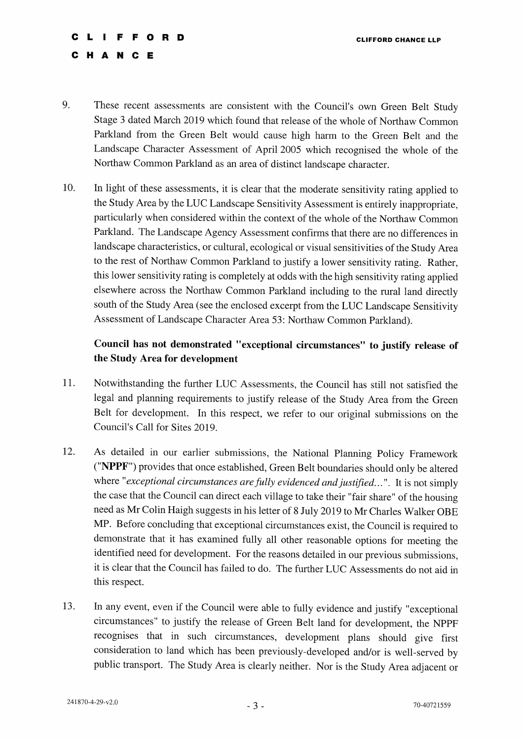9. These recent assessments are consistent with the Council's own Green Belt Study Stage 3 dated March 2019 which found that release of the whole of Northaw Common Parkland from the Green Belt would cause high harm to the Green Belt and the Landscape Character Assessment of April 2005 which recognised the whole of the Northaw Common Parkland as an area of distinct landscape character.

10. In light of these assessments, it is clear that the moderate sensitivity rating applied to the Study Area by the LUC Landscape Sensitivity Assessment is entirely inappropriate, particularly when considered within the context of the whole of the Northaw Common Parkland. The Landscape Agency Assessment confirms that there are no differences in landscape characteristics, or cultural, ecological or visual sensitivities of the Study Area to the rest of Northaw Common Parkland to justify a lower sensitivity rating. Rather, this lower sensitivity rating is completely at odds with the high sensitivity rating applied elsewhere across the Northaw Common Parkland including to the rural land directly south of the Study Area (see the enclosed excerpt from the LUC Landscape Sensitivity Assessment of Landscape Character Area 53: Northaw Common Parkland).

**Council has not demonstrated "exceptional circumstances" to justify release of the Study Area for development**

11. Notwithstanding the further LUC Assessments, the Council has still not satisfied the legal and planning requirements to justify release of the Study Area from the Green Belt for development. In this respect, we refer to our original submissions on the Council's Call for Sites 2019.

12. As detailed in our earlier submissions, the National Planning Policy Framework ("**NPPF**") provides that once established, Green Belt boundaries should only be altered where "*exceptional circumstances are fully evidenced and justified...*". It is not simply the case that the Council can direct each village to take their "fair share" of the housing need as Mr Colin Haigh suggests in his letter of 8 July 2019 to Mr Charles Walker OBE MP. Before concluding that exceptional circumstances exist, the Council is required to demonstrate that it has examined fully all other reasonable options for meeting the identified need for development. For the reasons detailed in our previous submissions, it is clear that the Council has failed to do. The further LUC Assessments do not aid in this respect.

13. In any event, even if the Council were able to fully evidence and justify "exceptional circumstances" to justify the release of Green Belt land for development, the NPPF recognises that in such circumstances, development plans should give first consideration to land which has been previously-developed and/or is well-served by public transport. The Study Area is clearly neither. Nor is the Study Area adjacent or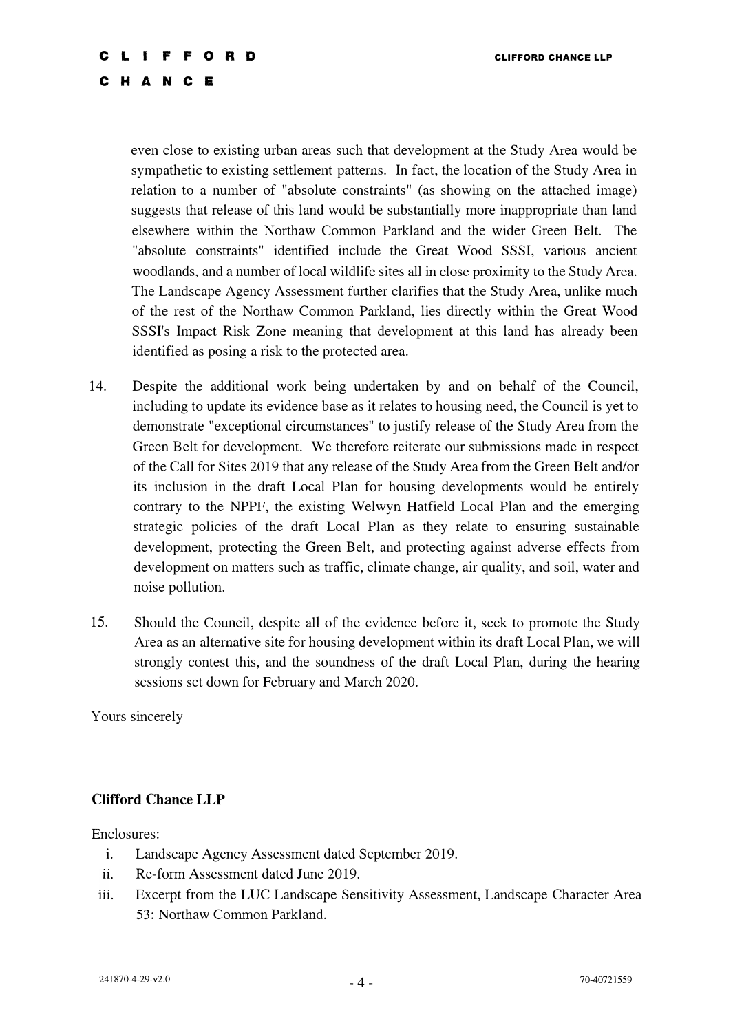even close to existing urban areas such that development at the Study Area would be sympathetic to existing settlement patterns. In fact, the location of the Study Area in relation to a number of "absolute constraints" (as showing on the attached image) suggests that release of this land would be substantially more inappropriate than land elsewhere within the Northaw Common Parkland and the wider Green Belt. The "absolute constraints" identified include the Great Wood SSSI, various ancient woodlands, and a number of local wildlife sites all in close proximity to the Study Area. The Landscape Agency Assessment further clarifies that the Study Area, unlike much of the rest of the Northaw Common Parkland, lies directly within the Great Wood SSSI's Impact Risk Zone meaning that development at this land has already been identified as posing a risk to the protected area.

14. Despite the additional work being undertaken by and on behalf of the Council, including to update its evidence base as it relates to housing need, the Council is yet to demonstrate "exceptional circumstances" to justify release of the Study Area from the Green Belt for development. We therefore reiterate our submissions made in respect of the Call for Sites 2019 that any release of the Study Area from the Green Belt and/or its inclusion in the draft Local Plan for housing developments would be entirely contrary to the NPPF, the existing Welwyn Hatfield Local Plan and the emerging strategic policies of the draft Local Plan as they relate to ensuring sustainable development, protecting the Green Belt, and protecting against adverse effects from development on matters such as traffic, climate change, air quality, and soil, water and noise pollution.

15. Should the Council, despite all of the evidence before it, seek to promote the Study Area as an alternative site for housing development within its draft Local Plan, we will strongly contest this, and the soundness of the draft Local Plan, during the hearing sessions set down for February and March 2020.

Yours sincerely

**Clifford Chance LLP**

Enclosures:

i. Landscape Agency Assessment dated September 2019.
ii. Re-form Assessment dated June 2019.
iii. Excerpt from the LUC Landscape Sensitivity Assessment, Landscape Character Area 53: Northaw Common Parkland.

241870-4-29-v2.0 70-40721559